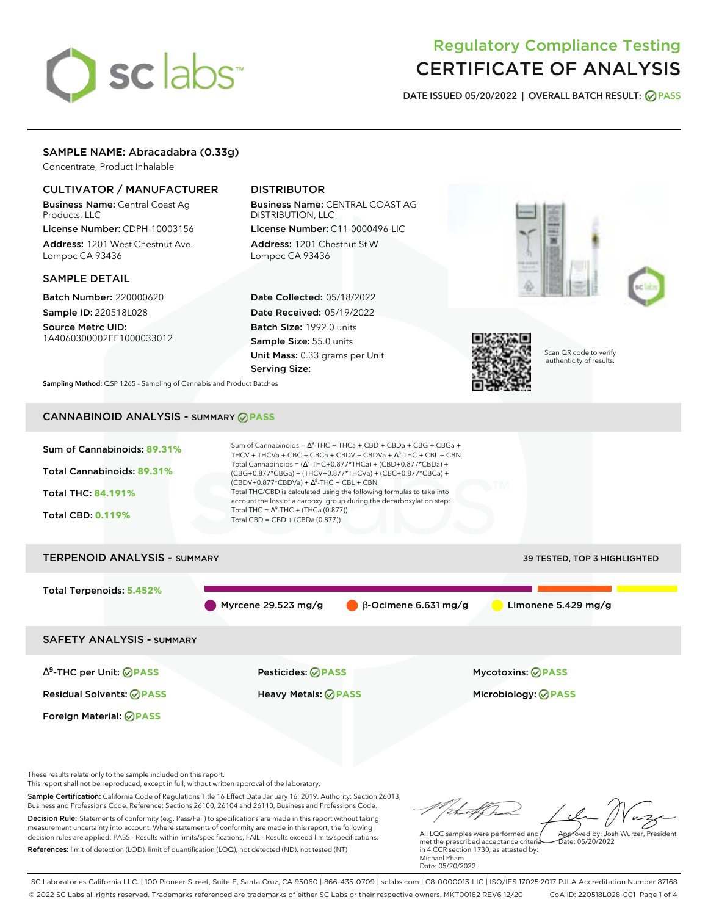# Regulatory Compliance Testing
# CERTIFICATE OF ANALYSIS

**DATE ISSUED 05/20/2022 | OVERALL BATCH RESULT: PASS**

## SAMPLE NAME: Abracadabra (0.33g)

Concentrate, Product Inhalable

### CULTIVATOR / MANUFACTURER

**Business Name:** Central Coast Ag Products, LLC
**License Number:** CDPH-10003156
**Address:** 1201 West Chestnut Ave. Lompoc CA 93436

### DISTRIBUTOR

**Business Name:** CENTRAL COAST AG DISTRIBUTION, LLC
**License Number:** C11-0000496-LIC
**Address:** 1201 Chestnut St W Lompoc CA 93436

### SAMPLE DETAIL

**Batch Number:** 220000620
**Sample ID:** 220518L028
**Source Metrc UID:** 1A4060300002EE1000033012

**Date Collected:** 05/18/2022
**Date Received:** 05/19/2022
**Batch Size:** 1992.0 units
**Sample Size:** 55.0 units
**Unit Mass:** 0.33 grams per Unit
**Serving Size:**

Scan QR code to verify authenticity of results.

**Sampling Method:** QSP 1265 - Sampling of Cannabis and Product Batches

## CANNABINOID ANALYSIS - SUMMARY PASS

**Sum of Cannabinoids:** 89.31%
**Total Cannabinoids:** 89.31%
**Total THC:** 84.191%
**Total CBD:** 0.119%

Sum of Cannabinoids = $\Delta^9$-THC + THCa + CBD + CBDa + CBG + CBGa + THCV + THCVa + CBC + CBCa + CBDV + CBDVa + $\Delta^8$-THC + CBL + CBN
Total Cannabinoids = ($\Delta^9$-THC+0.877*THCa) + (CBD+0.877*CBDa) + (CBG+0.877*CBGa) + (THCV+0.877*THCVa) + (CBC+0.877*CBCa) + (CBDV+0.877*CBDVa) + $\Delta^8$-THC + CBL + CBN
Total THC/CBD is calculated using the following formulas to take into account the loss of a carboxyl group during the decarboxylation step:
Total THC = $\Delta^9$-THC + (THCa (0.877))
Total CBD = CBD + (CBDa (0.877))

## TERPENOID ANALYSIS - SUMMARY

39 TESTED, TOP 3 HIGHLIGHTED

**Total Terpenoids:** 5.452%

Myrcene 29.523 mg/g | β-Ocimene 6.631 mg/g | Limonene 5.429 mg/g

## SAFETY ANALYSIS - SUMMARY

| | | |
|---|---|---|
| $\Delta^9$-THC per Unit: PASS | Pesticides: PASS | Mycotoxins: PASS |
| Residual Solvents: PASS | Heavy Metals: PASS | Microbiology: PASS |
| Foreign Material: PASS | | |

These results relate only to the sample included on this report.
This report shall not be reproduced, except in full, without written approval of the laboratory.

**Sample Certification:** California Code of Regulations Title 16 Effect Date January 16, 2019. Authority: Section 26013, Business and Professions Code. Reference: Sections 26100, 26104 and 26110, Business and Professions Code.

**Decision Rule:** Statements of conformity (e.g. Pass/Fail) to specifications are made in this report without taking measurement uncertainty into account. Where statements of conformity are made in this report, the following decision rules are applied: PASS - Results within limits/specifications, FAIL - Results exceed limits/specifications.

**References:** limit of detection (LOD), limit of quantification (LOQ), not detected (ND), not tested (NT)

All LQC samples were performed and met the prescribed acceptance criteria in 4 CCR section 1730, as attested by: Michael Pham
Date: 05/20/2022

Approved by: Josh Wurzer, President
Date: 05/20/2022

SC Laboratories California LLC. | 100 Pioneer Street, Suite E, Santa Cruz, CA 95060 | 866-435-0709 | sclabs.com | C8-0000013-LIC | ISO/IES 17025:2017 PJLA Accreditation Number 87168
© 2022 SC Labs all rights reserved. Trademarks referenced are trademarks of either SC Labs or their respective owners. MKT00162 REV6 12/20 CoA ID: 220518L028-001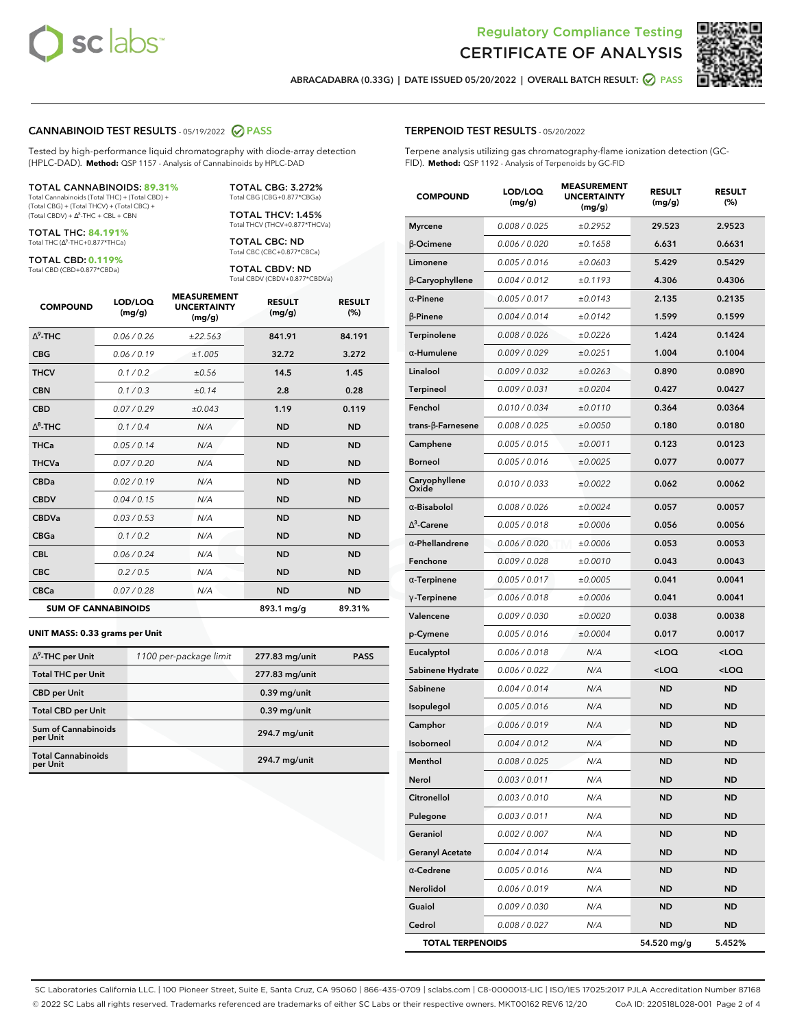Regulatory Compliance Testing

# CERTIFICATE OF ANALYSIS

ABRACADABRA (0.33G) | DATE ISSUED 05/20/2022 | OVERALL BATCH RESULT: PASS

## CANNABINOID TEST RESULTS - 05/19/2022 PASS

Tested by high-performance liquid chromatography with diode-array detection (HPLC-DAD). **Method:** QSP 1157 - Analysis of Cannabinoids by HPLC-DAD

**TOTAL CANNABINOIDS: 89.31%**
Total Cannabinoids (Total THC) + (Total CBD) + (Total CBG) + (Total THCV) + (Total CBC) + (Total CBDV) + $\Delta^8$-THC + CBL + CBN

**TOTAL THC: 84.191%**
Total THC ($\Delta^9$-THC+0.877*THCa)

**TOTAL CBD: 0.119%**
Total CBD (CBD+0.877*CBDa)

**TOTAL CBG: 3.272%**
Total CBG (CBG+0.877*CBGa)

**TOTAL THCV: 1.45%**
Total THCV (THCV+0.877*THCVa)

**TOTAL CBC: ND**
Total CBC (CBC+0.877*CBCa)

**TOTAL CBDV: ND**
Total CBDV (CBDV+0.877*CBDVa)

| COMPOUND | LOD/LOQ (mg/g) | MEASUREMENT UNCERTAINTY (mg/g) | RESULT (mg/g) | RESULT (%) |
|---|---|---|---|---|
| $\Delta^9$-THC | 0.06 / 0.26 | ±22.563 | 841.91 | 84.191 |
| CBG | 0.06 / 0.19 | ±1.005 | 32.72 | 3.272 |
| THCV | 0.1 / 0.2 | ±0.56 | 14.5 | 1.45 |
| CBN | 0.1 / 0.3 | ±0.14 | 2.8 | 0.28 |
| CBD | 0.07 / 0.29 | ±0.043 | 1.19 | 0.119 |
| $\Delta^8$-THC | 0.1 / 0.4 | N/A | ND | ND |
| THCa | 0.05 / 0.14 | N/A | ND | ND |
| THCVa | 0.07 / 0.20 | N/A | ND | ND |
| CBDa | 0.02 / 0.19 | N/A | ND | ND |
| CBDV | 0.04 / 0.15 | N/A | ND | ND |
| CBDVa | 0.03 / 0.53 | N/A | ND | ND |
| CBGa | 0.1 / 0.2 | N/A | ND | ND |
| CBL | 0.06 / 0.24 | N/A | ND | ND |
| CBC | 0.2 / 0.5 | N/A | ND | ND |
| CBCa | 0.07 / 0.28 | N/A | ND | ND |
| **SUM OF CANNABINOIDS** | | | 893.1 mg/g | 89.31% |

**UNIT MASS: 0.33 grams per Unit**

| | | | |
|---|---|---|---|
| $\Delta^9$-THC per Unit | 1100 per-package limit | 277.83 mg/unit | PASS |
| Total THC per Unit | | 277.83 mg/unit | |
| CBD per Unit | | 0.39 mg/unit | |
| Total CBD per Unit | | 0.39 mg/unit | |
| Sum of Cannabinoids per Unit | | 294.7 mg/unit | |
| Total Cannabinoids per Unit | | 294.7 mg/unit | |

## TERPENOID TEST RESULTS - 05/20/2022

Terpene analysis utilizing gas chromatography-flame ionization detection (GC-FID). **Method:** QSP 1192 - Analysis of Terpenoids by GC-FID

| COMPOUND | LOD/LOQ (mg/g) | MEASUREMENT UNCERTAINTY (mg/g) | RESULT (mg/g) | RESULT (%) |
|---|---|---|---|---|
| Myrcene | 0.008 / 0.025 | ±0.2952 | 29.523 | 2.9523 |
| β-Ocimene | 0.006 / 0.020 | ±0.1658 | 6.631 | 0.6631 |
| Limonene | 0.005 / 0.016 | ±0.0603 | 5.429 | 0.5429 |
| β-Caryophyllene | 0.004 / 0.012 | ±0.1193 | 4.306 | 0.4306 |
| α-Pinene | 0.005 / 0.017 | ±0.0143 | 2.135 | 0.2135 |
| β-Pinene | 0.004 / 0.014 | ±0.0142 | 1.599 | 0.1599 |
| Terpinolene | 0.008 / 0.026 | ±0.0226 | 1.424 | 0.1424 |
| α-Humulene | 0.009 / 0.029 | ±0.0251 | 1.004 | 0.1004 |
| Linalool | 0.009 / 0.032 | ±0.0263 | 0.890 | 0.0890 |
| Terpineol | 0.009 / 0.031 | ±0.0204 | 0.427 | 0.0427 |
| Fenchol | 0.010 / 0.034 | ±0.0110 | 0.364 | 0.0364 |
| trans-β-Farnesene | 0.008 / 0.025 | ±0.0050 | 0.180 | 0.0180 |
| Camphene | 0.005 / 0.015 | ±0.0011 | 0.123 | 0.0123 |
| Borneol | 0.005 / 0.016 | ±0.0025 | 0.077 | 0.0077 |
| Caryophyllene Oxide | 0.010 / 0.033 | ±0.0022 | 0.062 | 0.0062 |
| α-Bisabolol | 0.008 / 0.026 | ±0.0024 | 0.057 | 0.0057 |
| $\Delta^3$-Carene | 0.005 / 0.018 | ±0.0006 | 0.056 | 0.0056 |
| α-Phellandrene | 0.006 / 0.020 | ±0.0006 | 0.053 | 0.0053 |
| Fenchone | 0.009 / 0.028 | ±0.0010 | 0.043 | 0.0043 |
| α-Terpinene | 0.005 / 0.017 | ±0.0005 | 0.041 | 0.0041 |
| γ-Terpinene | 0.006 / 0.018 | ±0.0006 | 0.041 | 0.0041 |
| Valencene | 0.009 / 0.030 | ±0.0020 | 0.038 | 0.0038 |
| p-Cymene | 0.005 / 0.016 | ±0.0004 | 0.017 | 0.0017 |
| Eucalyptol | 0.006 / 0.018 | N/A | <LOQ | <LOQ |
| Sabinene Hydrate | 0.006 / 0.022 | N/A | <LOQ | <LOQ |
| Sabinene | 0.004 / 0.014 | N/A | ND | ND |
| Isopulegol | 0.005 / 0.016 | N/A | ND | ND |
| Camphor | 0.006 / 0.019 | N/A | ND | ND |
| Isoborneol | 0.004 / 0.012 | N/A | ND | ND |
| Menthol | 0.008 / 0.025 | N/A | ND | ND |
| Nerol | 0.003 / 0.011 | N/A | ND | ND |
| Citronellol | 0.003 / 0.010 | N/A | ND | ND |
| Pulegone | 0.003 / 0.011 | N/A | ND | ND |
| Geraniol | 0.002 / 0.007 | N/A | ND | ND |
| Geranyl Acetate | 0.004 / 0.014 | N/A | ND | ND |
| α-Cedrene | 0.005 / 0.016 | N/A | ND | ND |
| Nerolidol | 0.006 / 0.019 | N/A | ND | ND |
| Guaiol | 0.009 / 0.030 | N/A | ND | ND |
| Cedrol | 0.008 / 0.027 | N/A | ND | ND |
| **TOTAL TERPENOIDS** | | | 54.520 mg/g | 5.452% |

SC Laboratories California LLC. | 100 Pioneer Street, Suite E, Santa Cruz, CA 95060 | 866-435-0709 | sclabs.com | C8-0000013-LIC | ISO/IES 17025:2017 PJLA Accreditation Number 87168
© 2022 SC Labs all rights reserved. Trademarks referenced are trademarks of either SC Labs or their respective owners. MKT00162 REV6 12/20 CoA ID: 220518L028-001